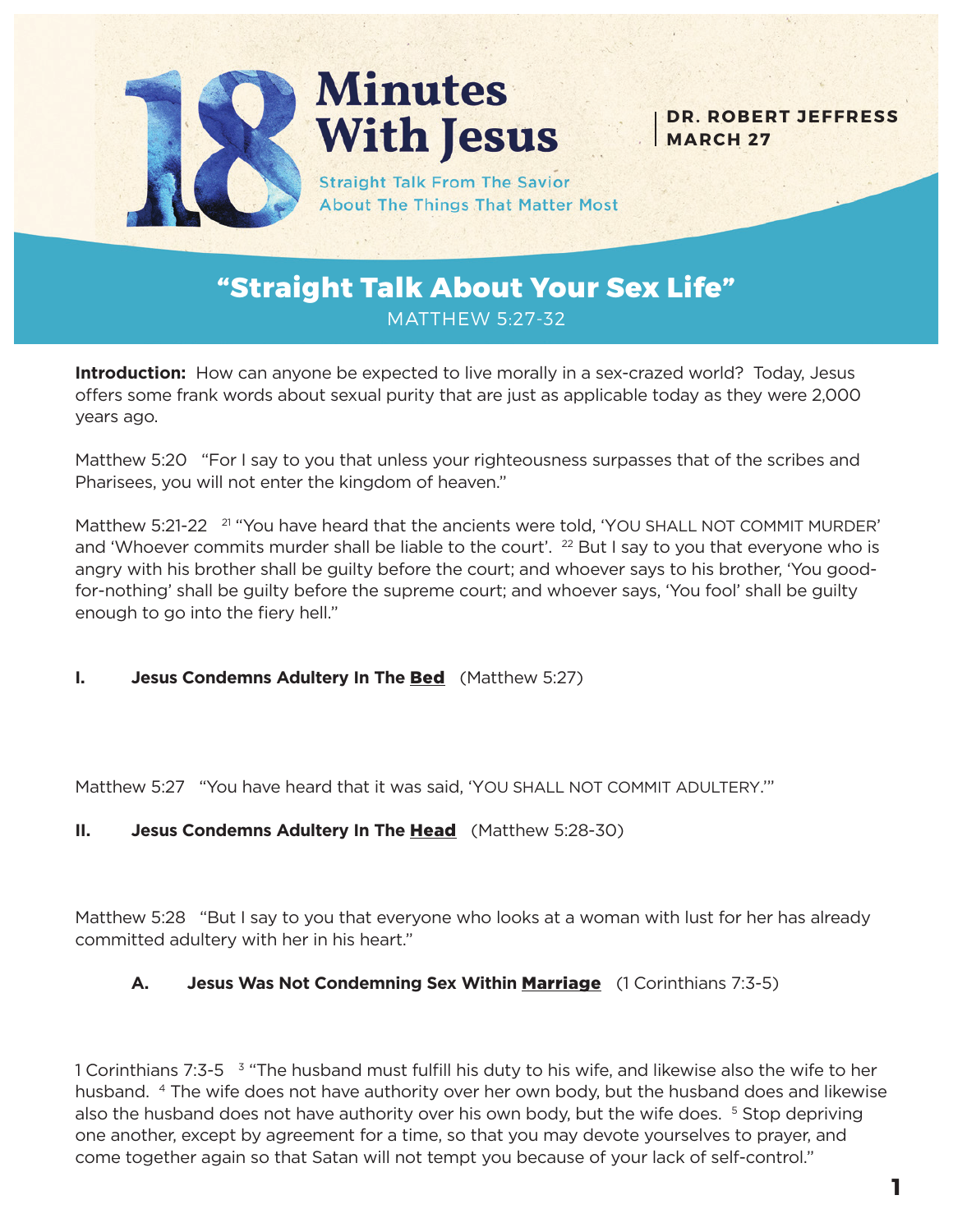# 18 Minutes With Jesus

Straight Talk From The Savior About The Things That Matter Most

**DR. ROBERT JEFFRESS**
**MARCH 27**

## "Straight Talk About Your Sex Life"

MATTHEW 5:27-32

**Introduction:** How can anyone be expected to live morally in a sex-crazed world? Today, Jesus offers some frank words about sexual purity that are just as applicable today as they were 2,000 years ago.

Matthew 5:20 "For I say to you that unless your righteousness surpasses that of the scribes and Pharisees, you will not enter the kingdom of heaven."

Matthew 5:21-22 [21] "You have heard that the ancients were told, 'YOU SHALL NOT COMMIT MURDER' and 'Whoever commits murder shall be liable to the court'. [22] But I say to you that everyone who is angry with his brother shall be guilty before the court; and whoever says to his brother, 'You good-for-nothing' shall be guilty before the supreme court; and whoever says, 'You fool' shall be guilty enough to go into the fiery hell."

### I. Jesus Condemns Adultery In The **Bed** (Matthew 5:27)

Matthew 5:27 "You have heard that it was said, 'YOU SHALL NOT COMMIT ADULTERY.'"

### II. Jesus Condemns Adultery In The **Head** (Matthew 5:28-30)

Matthew 5:28 "But I say to you that everyone who looks at a woman with lust for her has already committed adultery with her in his heart."

#### A. Jesus Was Not Condemning Sex Within **Marriage** (1 Corinthians 7:3-5)

1 Corinthians 7:3-5 [3] "The husband must fulfill his duty to his wife, and likewise also the wife to her husband. [4] The wife does not have authority over her own body, but the husband does and likewise also the husband does not have authority over his own body, but the wife does. [5] Stop depriving one another, except by agreement for a time, so that you may devote yourselves to prayer, and come together again so that Satan will not tempt you because of your lack of self-control."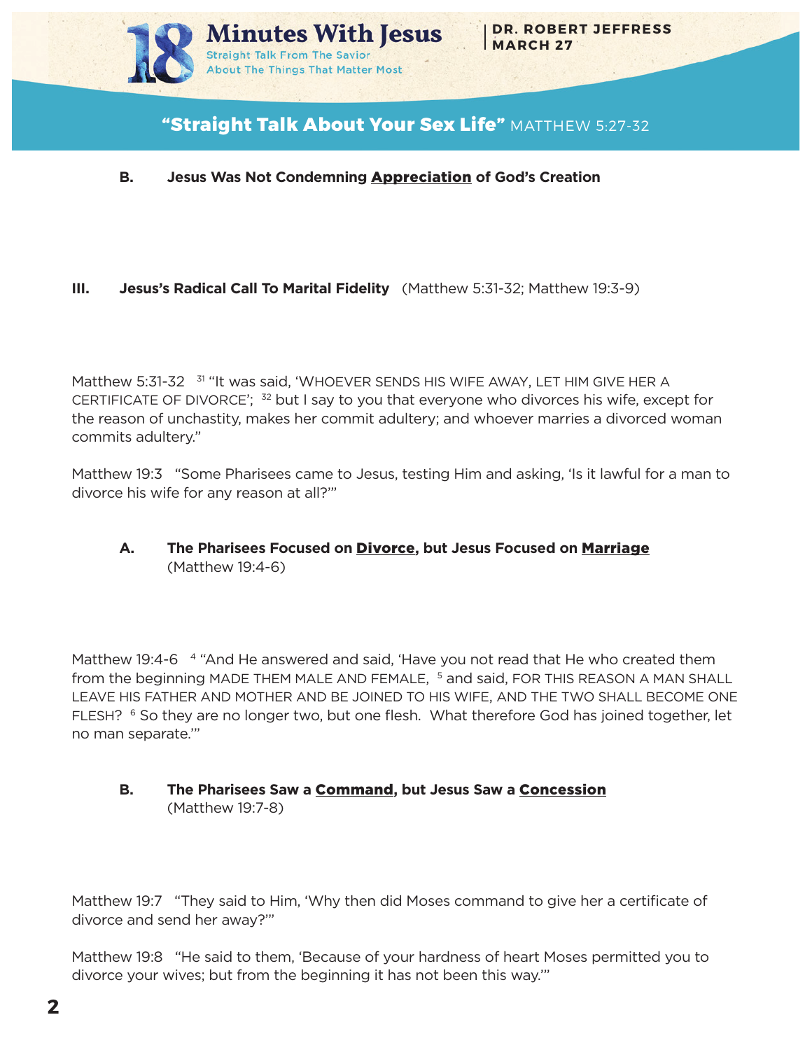## "Straight Talk About Your Sex Life" MATTHEW 5:27-32

**B. Jesus Was Not Condemning <u>Appreciation</u> of God's Creation**

**III. Jesus's Radical Call To Marital Fidelity** (Matthew 5:31-32; Matthew 19:3-9)

Matthew 5:31-32 [31] "It was said, 'WHOEVER SENDS HIS WIFE AWAY, LET HIM GIVE HER A CERTIFICATE OF DIVORCE'; [32] but I say to you that everyone who divorces his wife, except for the reason of unchastity, makes her commit adultery; and whoever marries a divorced woman commits adultery."

Matthew 19:3 "Some Pharisees came to Jesus, testing Him and asking, 'Is it lawful for a man to divorce his wife for any reason at all?'"

**A. The Pharisees Focused on <u>Divorce</u>, but Jesus Focused on <u>Marriage</u>**
(Matthew 19:4-6)

Matthew 19:4-6 [4] "And He answered and said, 'Have you not read that He who created them from the beginning MADE THEM MALE AND FEMALE, [5] and said, FOR THIS REASON A MAN SHALL LEAVE HIS FATHER AND MOTHER AND BE JOINED TO HIS WIFE, AND THE TWO SHALL BECOME ONE FLESH? [6] So they are no longer two, but one flesh. What therefore God has joined together, let no man separate.'"

**B. The Pharisees Saw a <u>Command</u>, but Jesus Saw a <u>Concession</u>**
(Matthew 19:7-8)

Matthew 19:7 "They said to Him, 'Why then did Moses command to give her a certificate of divorce and send her away?'"

Matthew 19:8 "He said to them, 'Because of your hardness of heart Moses permitted you to divorce your wives; but from the beginning it has not been this way.'"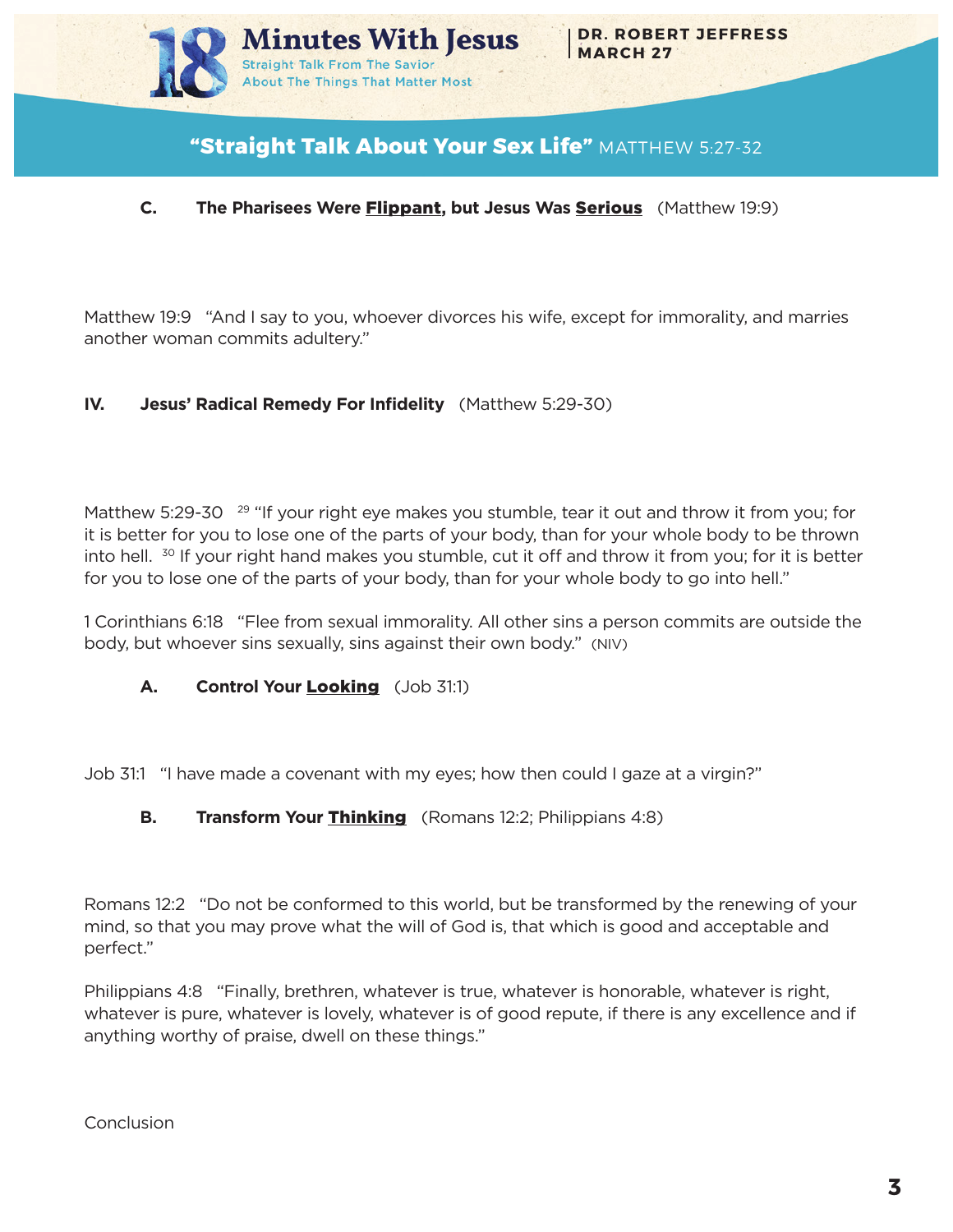**C. The Pharisees Were Flippant, but Jesus Was Serious** (Matthew 19:9)

Matthew 19:9 "And I say to you, whoever divorces his wife, except for immorality, and marries another woman commits adultery."

## IV. Jesus' Radical Remedy For Infidelity (Matthew 5:29-30)

Matthew 5:29-30 [29] "If your right eye makes you stumble, tear it out and throw it from you; for it is better for you to lose one of the parts of your body, than for your whole body to be thrown into hell. [30] If your right hand makes you stumble, cut it off and throw it from you; for it is better for you to lose one of the parts of your body, than for your whole body to go into hell."

1 Corinthians 6:18 "Flee from sexual immorality. All other sins a person commits are outside the body, but whoever sins sexually, sins against their own body." (NIV)

**A. Control Your Looking** (Job 31:1)

Job 31:1 "I have made a covenant with my eyes; how then could I gaze at a virgin?"

**B. Transform Your Thinking** (Romans 12:2; Philippians 4:8)

Romans 12:2 "Do not be conformed to this world, but be transformed by the renewing of your mind, so that you may prove what the will of God is, that which is good and acceptable and perfect."

Philippians 4:8 "Finally, brethren, whatever is true, whatever is honorable, whatever is right, whatever is pure, whatever is lovely, whatever is of good repute, if there is any excellence and if anything worthy of praise, dwell on these things."

Conclusion